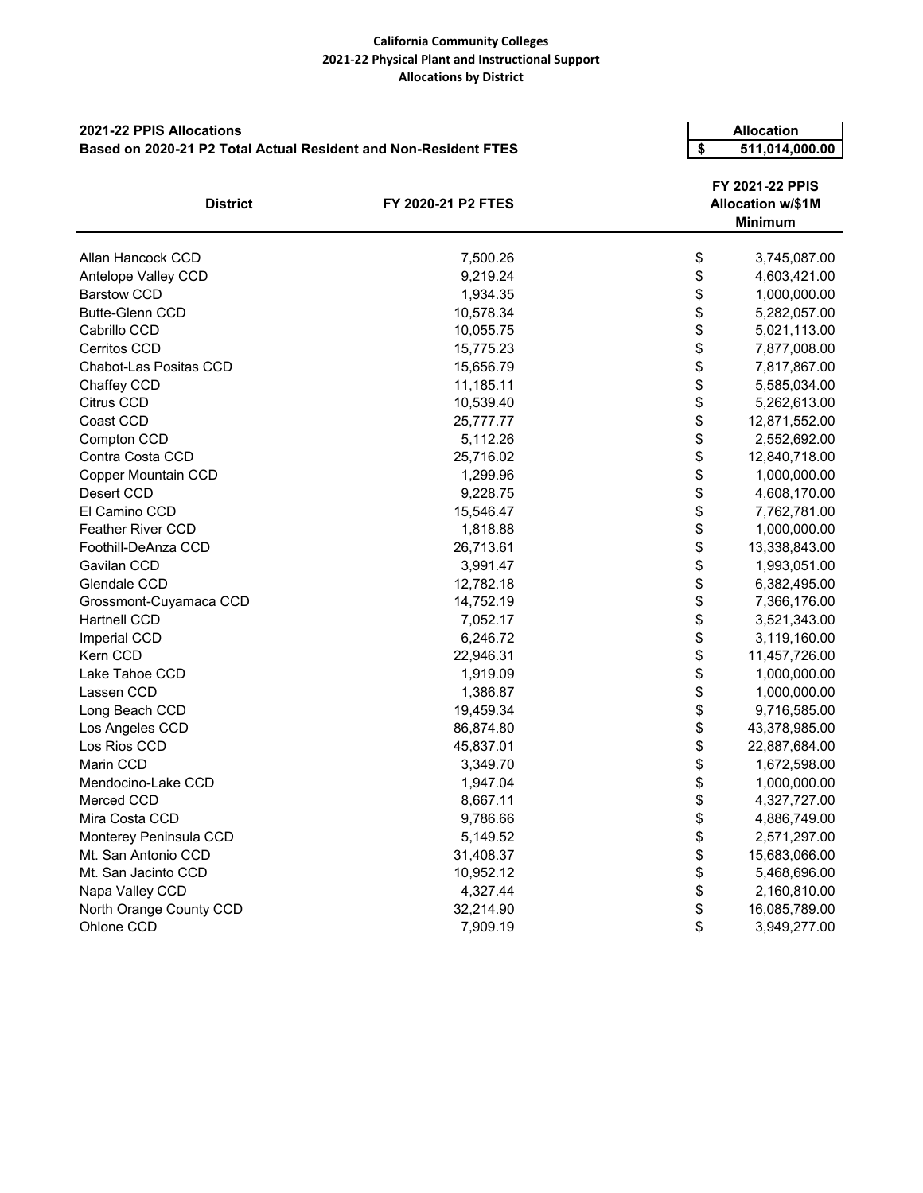**California Community Colleges**
**2021-22 Physical Plant and Instructional Support**
**Allocations by District**

**2021-22 PPIS Allocations**
**Based on 2020-21 P2 Total Actual Resident and Non-Resident FTES**

| Allocation |
| --- |
| $ 511,014,000.00 |

| District | FY 2020-21 P2 FTES | FY 2021-22 PPIS Allocation w/$1M Minimum |
| --- | --- | --- |
| Allan Hancock CCD | 7,500.26 | $ 3,745,087.00 |
| Antelope Valley CCD | 9,219.24 | $ 4,603,421.00 |
| Barstow CCD | 1,934.35 | $ 1,000,000.00 |
| Butte-Glenn CCD | 10,578.34 | $ 5,282,057.00 |
| Cabrillo CCD | 10,055.75 | $ 5,021,113.00 |
| Cerritos CCD | 15,775.23 | $ 7,877,008.00 |
| Chabot-Las Positas CCD | 15,656.79 | $ 7,817,867.00 |
| Chaffey CCD | 11,185.11 | $ 5,585,034.00 |
| Citrus CCD | 10,539.40 | $ 5,262,613.00 |
| Coast CCD | 25,777.77 | $ 12,871,552.00 |
| Compton CCD | 5,112.26 | $ 2,552,692.00 |
| Contra Costa CCD | 25,716.02 | $ 12,840,718.00 |
| Copper Mountain CCD | 1,299.96 | $ 1,000,000.00 |
| Desert CCD | 9,228.75 | $ 4,608,170.00 |
| El Camino CCD | 15,546.47 | $ 7,762,781.00 |
| Feather River CCD | 1,818.88 | $ 1,000,000.00 |
| Foothill-DeAnza CCD | 26,713.61 | $ 13,338,843.00 |
| Gavilan CCD | 3,991.47 | $ 1,993,051.00 |
| Glendale CCD | 12,782.18 | $ 6,382,495.00 |
| Grossmont-Cuyamaca CCD | 14,752.19 | $ 7,366,176.00 |
| Hartnell CCD | 7,052.17 | $ 3,521,343.00 |
| Imperial CCD | 6,246.72 | $ 3,119,160.00 |
| Kern CCD | 22,946.31 | $ 11,457,726.00 |
| Lake Tahoe CCD | 1,919.09 | $ 1,000,000.00 |
| Lassen CCD | 1,386.87 | $ 1,000,000.00 |
| Long Beach CCD | 19,459.34 | $ 9,716,585.00 |
| Los Angeles CCD | 86,874.80 | $ 43,378,985.00 |
| Los Rios CCD | 45,837.01 | $ 22,887,684.00 |
| Marin CCD | 3,349.70 | $ 1,672,598.00 |
| Mendocino-Lake CCD | 1,947.04 | $ 1,000,000.00 |
| Merced CCD | 8,667.11 | $ 4,327,727.00 |
| Mira Costa CCD | 9,786.66 | $ 4,886,749.00 |
| Monterey Peninsula CCD | 5,149.52 | $ 2,571,297.00 |
| Mt. San Antonio CCD | 31,408.37 | $ 15,683,066.00 |
| Mt. San Jacinto CCD | 10,952.12 | $ 5,468,696.00 |
| Napa Valley CCD | 4,327.44 | $ 2,160,810.00 |
| North Orange County CCD | 32,214.90 | $ 16,085,789.00 |
| Ohlone CCD | 7,909.19 | $ 3,949,277.00 |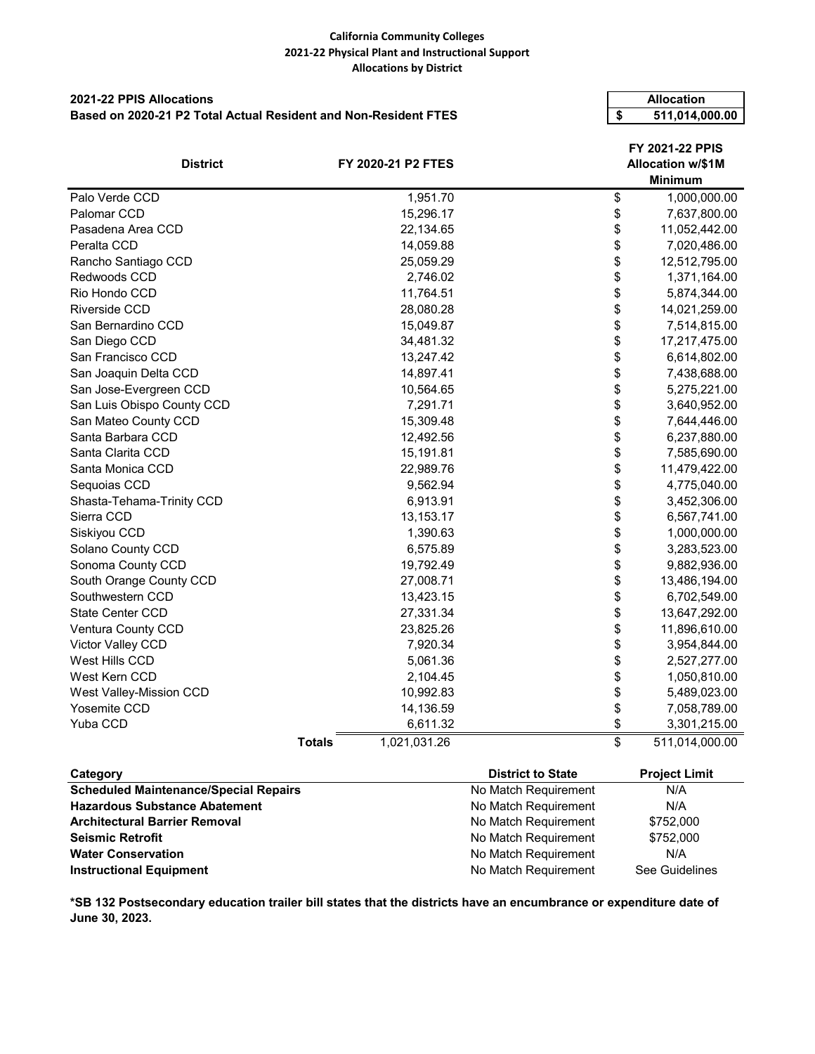**California Community Colleges**
**2021-22 Physical Plant and Instructional Support**
**Allocations by District**

**2021-22 PPIS Allocations**
**Based on 2020-21 P2 Total Actual Resident and Non-Resident FTES**

| Allocation |
|---|
| $ 511,014,000.00 |

| District | FY 2020-21 P2 FTES | FY 2021-22 PPIS Allocation w/$1M Minimum |
|---|---|---|
| Palo Verde CCD | 1,951.70 | $ 1,000,000.00 |
| Palomar CCD | 15,296.17 | $ 7,637,800.00 |
| Pasadena Area CCD | 22,134.65 | $ 11,052,442.00 |
| Peralta CCD | 14,059.88 | $ 7,020,486.00 |
| Rancho Santiago CCD | 25,059.29 | $ 12,512,795.00 |
| Redwoods CCD | 2,746.02 | $ 1,371,164.00 |
| Rio Hondo CCD | 11,764.51 | $ 5,874,344.00 |
| Riverside CCD | 28,080.28 | $ 14,021,259.00 |
| San Bernardino CCD | 15,049.87 | $ 7,514,815.00 |
| San Diego CCD | 34,481.32 | $ 17,217,475.00 |
| San Francisco CCD | 13,247.42 | $ 6,614,802.00 |
| San Joaquin Delta CCD | 14,897.41 | $ 7,438,688.00 |
| San Jose-Evergreen CCD | 10,564.65 | $ 5,275,221.00 |
| San Luis Obispo County CCD | 7,291.71 | $ 3,640,952.00 |
| San Mateo County CCD | 15,309.48 | $ 7,644,446.00 |
| Santa Barbara CCD | 12,492.56 | $ 6,237,880.00 |
| Santa Clarita CCD | 15,191.81 | $ 7,585,690.00 |
| Santa Monica CCD | 22,989.76 | $ 11,479,422.00 |
| Sequoias CCD | 9,562.94 | $ 4,775,040.00 |
| Shasta-Tehama-Trinity CCD | 6,913.91 | $ 3,452,306.00 |
| Sierra CCD | 13,153.17 | $ 6,567,741.00 |
| Siskiyou CCD | 1,390.63 | $ 1,000,000.00 |
| Solano County CCD | 6,575.89 | $ 3,283,523.00 |
| Sonoma County CCD | 19,792.49 | $ 9,882,936.00 |
| South Orange County CCD | 27,008.71 | $ 13,486,194.00 |
| Southwestern CCD | 13,423.15 | $ 6,702,549.00 |
| State Center CCD | 27,331.34 | $ 13,647,292.00 |
| Ventura County CCD | 23,825.26 | $ 11,896,610.00 |
| Victor Valley CCD | 7,920.34 | $ 3,954,844.00 |
| West Hills CCD | 5,061.36 | $ 2,527,277.00 |
| West Kern CCD | 2,104.45 | $ 1,050,810.00 |
| West Valley-Mission CCD | 10,992.83 | $ 5,489,023.00 |
| Yosemite CCD | 14,136.59 | $ 7,058,789.00 |
| Yuba CCD | 6,611.32 | $ 3,301,215.00 |
| **Totals** | 1,021,031.26 | $ 511,014,000.00 |

| Category | District to State | Project Limit |
|---|---|---|
| **Scheduled Maintenance/Special Repairs** | No Match Requirement | N/A |
| **Hazardous Substance Abatement** | No Match Requirement | N/A |
| **Architectural Barrier Removal** | No Match Requirement | $752,000 |
| **Seismic Retrofit** | No Match Requirement | $752,000 |
| **Water Conservation** | No Match Requirement | N/A |
| **Instructional Equipment** | No Match Requirement | See Guidelines |

**\*SB 132 Postsecondary education trailer bill states that the districts have an encumbrance or expenditure date of June 30, 2023.**